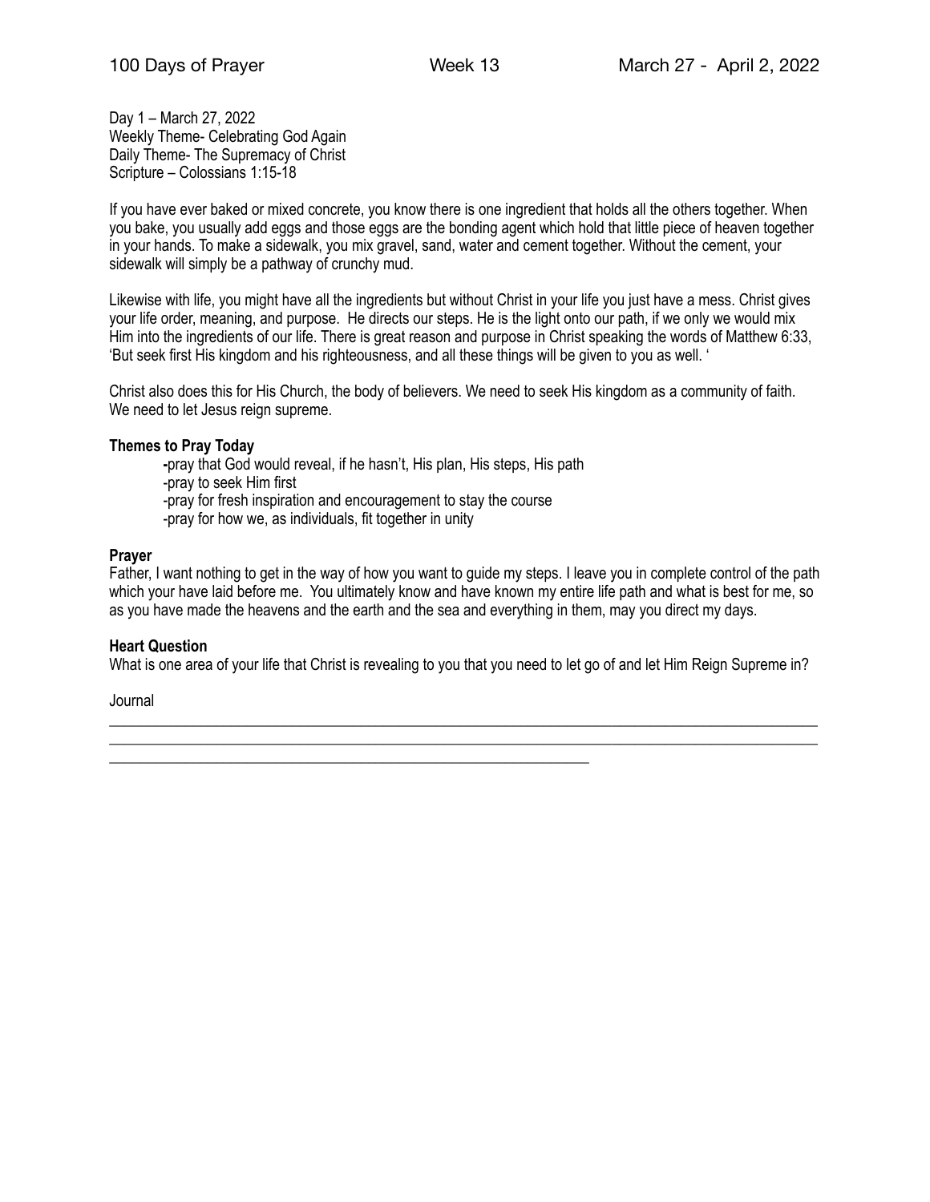Day 1 – March 27, 2022
Weekly Theme- Celebrating God Again
Daily Theme- The Supremacy of Christ
Scripture – Colossians 1:15-18

If you have ever baked or mixed concrete, you know there is one ingredient that holds all the others together. When you bake, you usually add eggs and those eggs are the bonding agent which hold that little piece of heaven together in your hands. To make a sidewalk, you mix gravel, sand, water and cement together. Without the cement, your sidewalk will simply be a pathway of crunchy mud.

Likewise with life, you might have all the ingredients but without Christ in your life you just have a mess. Christ gives your life order, meaning, and purpose. He directs our steps. He is the light onto our path, if we only we would mix Him into the ingredients of our life. There is great reason and purpose in Christ speaking the words of Matthew 6:33, 'But seek first His kingdom and his righteousness, and all these things will be given to you as well. '

Christ also does this for His Church, the body of believers. We need to seek His kingdom as a community of faith. We need to let Jesus reign supreme.

**Themes to Pray Today**

- pray that God would reveal, if he hasn't, His plan, His steps, His path
- pray to seek Him first
- pray for fresh inspiration and encouragement to stay the course
- pray for how we, as individuals, fit together in unity

**Prayer**
Father, I want nothing to get in the way of how you want to guide my steps. I leave you in complete control of the path which your have laid before me. You ultimately know and have known my entire life path and what is best for me, so as you have made the heavens and the earth and the sea and everything in them, may you direct my days.

**Heart Question**
What is one area of your life that Christ is revealing to you that you need to let go of and let Him Reign Supreme in?

Journal

\_\_\_\_\_\_\_\_\_\_\_\_\_\_\_\_\_\_\_\_\_\_\_\_\_\_\_\_\_\_\_\_\_\_\_\_\_\_\_\_\_\_\_\_\_\_\_\_\_\_\_\_\_\_\_\_\_\_\_\_\_\_\_\_\_\_\_\_\_\_\_\_\_\_\_\_\_\_
\_\_\_\_\_\_\_\_\_\_\_\_\_\_\_\_\_\_\_\_\_\_\_\_\_\_\_\_\_\_\_\_\_\_\_\_\_\_\_\_\_\_\_\_\_\_\_\_\_\_\_\_\_\_\_\_\_\_\_\_\_\_\_\_\_\_\_\_\_\_\_\_\_\_\_\_\_\_
\_\_\_\_\_\_\_\_\_\_\_\_\_\_\_\_\_\_\_\_\_\_\_\_\_\_\_\_\_\_\_\_\_\_\_\_\_\_\_\_\_\_\_\_\_\_\_\_\_\_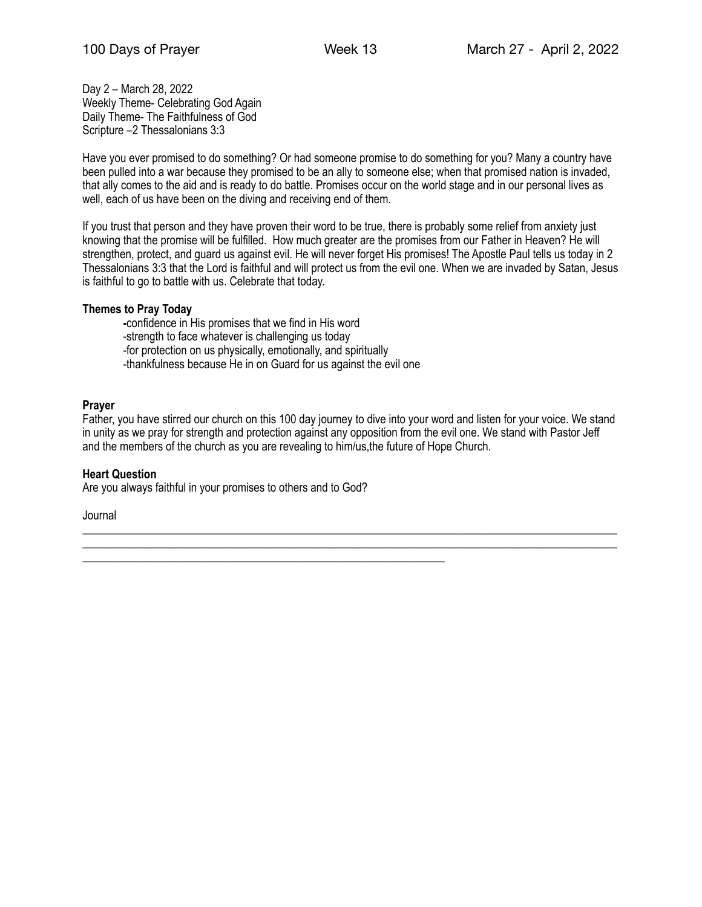Day 2 – March 28, 2022
Weekly Theme- Celebrating God Again
Daily Theme- The Faithfulness of God
Scripture –2 Thessalonians 3:3

Have you ever promised to do something? Or had someone promise to do something for you? Many a country have been pulled into a war because they promised to be an ally to someone else; when that promised nation is invaded, that ally comes to the aid and is ready to do battle. Promises occur on the world stage and in our personal lives as well, each of us have been on the diving and receiving end of them.

If you trust that person and they have proven their word to be true, there is probably some relief from anxiety just knowing that the promise will be fulfilled. How much greater are the promises from our Father in Heaven? He will strengthen, protect, and guard us against evil. He will never forget His promises! The Apostle Paul tells us today in 2 Thessalonians 3:3 that the Lord is faithful and will protect us from the evil one. When we are invaded by Satan, Jesus is faithful to go to battle with us. Celebrate that today.

**Themes to Pray Today**

- confidence in His promises that we find in His word
- strength to face whatever is challenging us today
- for protection on us physically, emotionally, and spiritually
- thankfulness because He in on Guard for us against the evil one

**Prayer**

Father, you have stirred our church on this 100 day journey to dive into your word and listen for your voice. We stand in unity as we pray for strength and protection against any opposition from the evil one. We stand with Pastor Jeff and the members of the church as you are revealing to him/us,the future of Hope Church.

**Heart Question**

Are you always faithful in your promises to others and to God?

Journal

______________________________________________________________________________________________
______________________________________________________________________________________________
_________________________________________________________________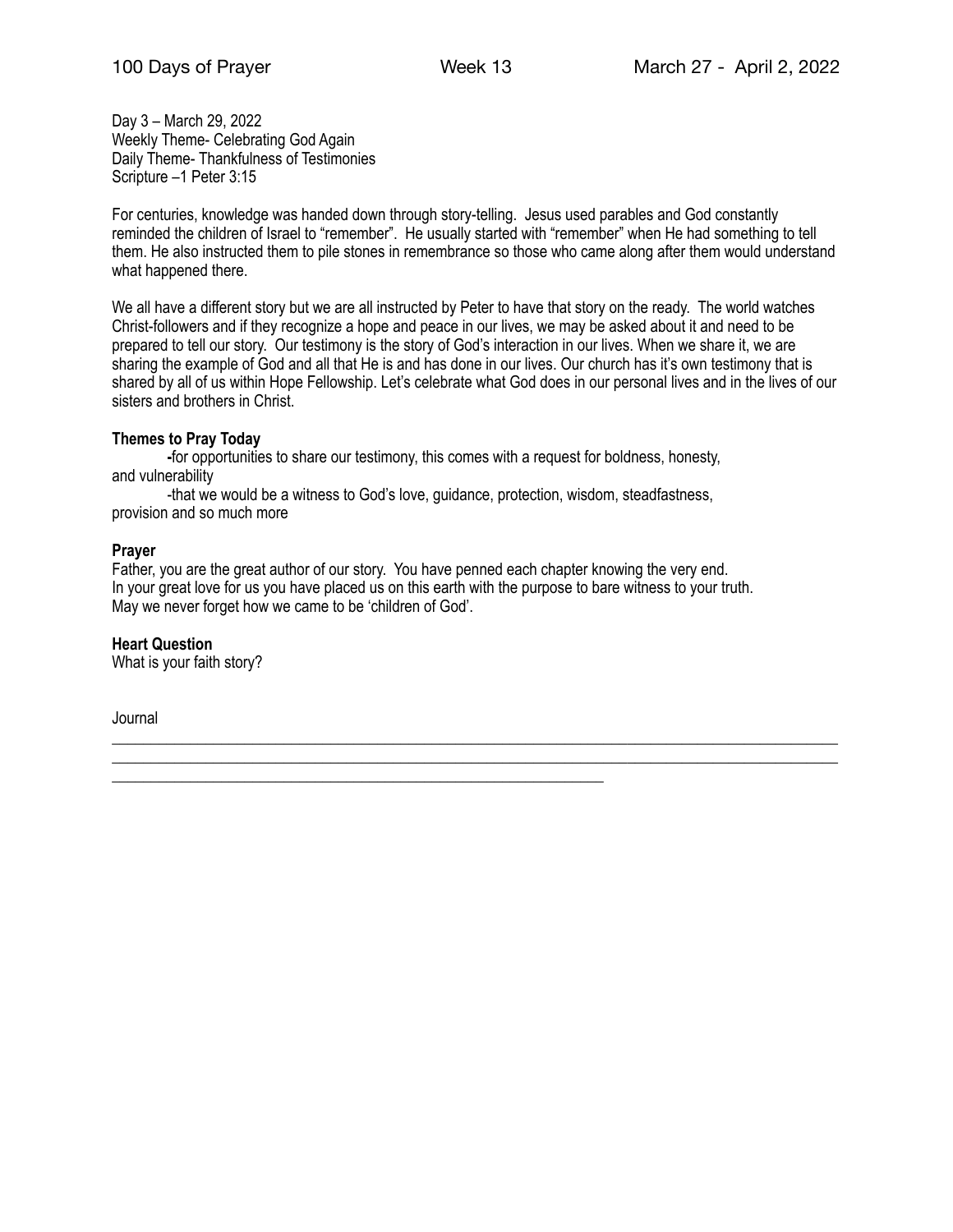Day 3 – March 29, 2022
Weekly Theme- Celebrating God Again
Daily Theme- Thankfulness of Testimonies
Scripture –1 Peter 3:15

For centuries, knowledge was handed down through story-telling. Jesus used parables and God constantly reminded the children of Israel to "remember". He usually started with "remember" when He had something to tell them. He also instructed them to pile stones in remembrance so those who came along after them would understand what happened there.

We all have a different story but we are all instructed by Peter to have that story on the ready. The world watches Christ-followers and if they recognize a hope and peace in our lives, we may be asked about it and need to be prepared to tell our story. Our testimony is the story of God's interaction in our lives. When we share it, we are sharing the example of God and all that He is and has done in our lives. Our church has it's own testimony that is shared by all of us within Hope Fellowship. Let's celebrate what God does in our personal lives and in the lives of our sisters and brothers in Christ.

**Themes to Pray Today**

-for opportunities to share our testimony, this comes with a request for boldness, honesty, and vulnerability

-that we would be a witness to God's love, guidance, protection, wisdom, steadfastness, provision and so much more

**Prayer**

Father, you are the great author of our story. You have penned each chapter knowing the very end.
In your great love for us you have placed us on this earth with the purpose to bare witness to your truth.
May we never forget how we came to be 'children of God'.

**Heart Question**

What is your faith story?

Journal

___________________________________________________________________________________
___________________________________________________________________________________
____________________________________________________________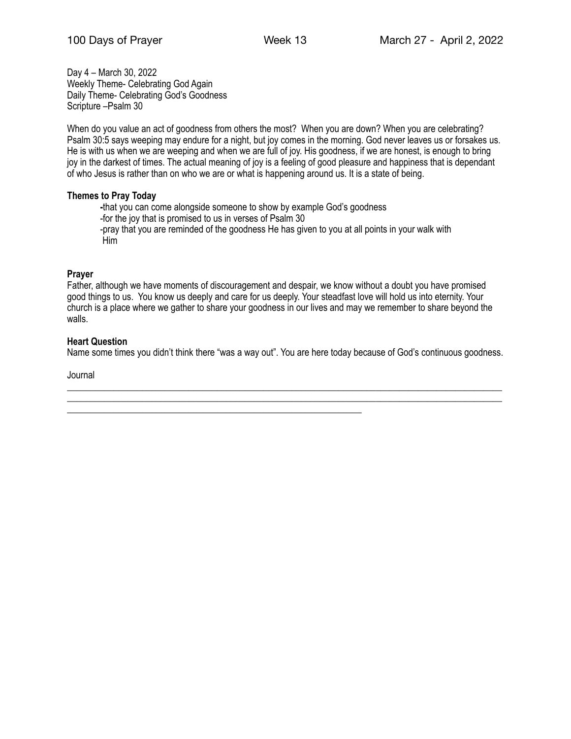Day 4 – March 30, 2022
Weekly Theme- Celebrating God Again
Daily Theme- Celebrating God's Goodness
Scripture –Psalm 30

When do you value an act of goodness from others the most? When you are down? When you are celebrating? Psalm 30:5 says weeping may endure for a night, but joy comes in the morning. God never leaves us or forsakes us. He is with us when we are weeping and when we are full of joy. His goodness, if we are honest, is enough to bring joy in the darkest of times. The actual meaning of joy is a feeling of good pleasure and happiness that is dependant of who Jesus is rather than on who we are or what is happening around us. It is a state of being.

**Themes to Pray Today**

- that you can come alongside someone to show by example God's goodness
- for the joy that is promised to us in verses of Psalm 30
- pray that you are reminded of the goodness He has given to you at all points in your walk with Him

**Prayer**

Father, although we have moments of discouragement and despair, we know without a doubt you have promised good things to us. You know us deeply and care for us deeply. Your steadfast love will hold us into eternity. Your church is a place where we gather to share your goodness in our lives and may we remember to share beyond the walls.

**Heart Question**

Name some times you didn't think there "was a way out". You are here today because of God's continuous goodness.

Journal

______________________________________________________________________________________

______________________________________________________________________________________

____________________________________________________________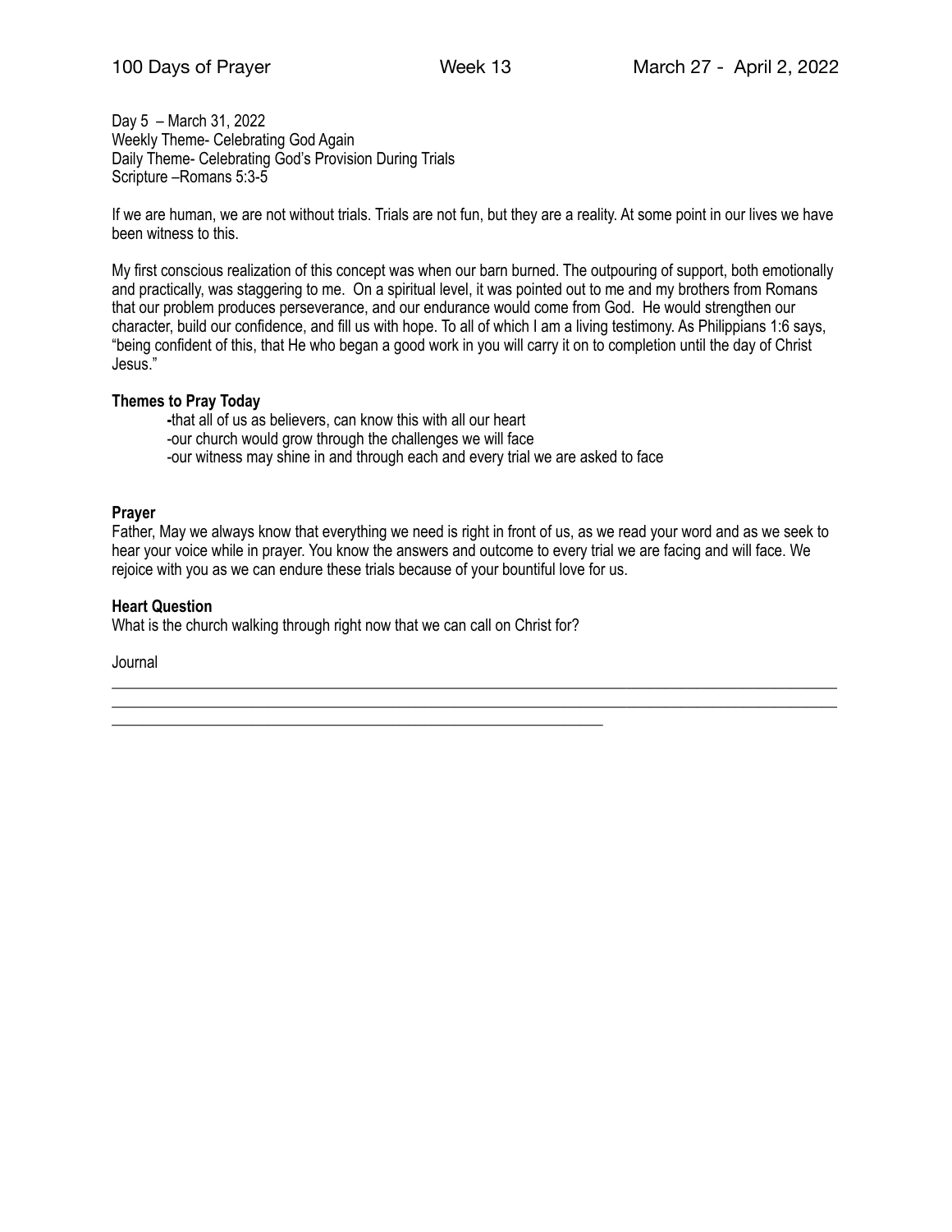Day 5 – March 31, 2022
Weekly Theme- Celebrating God Again
Daily Theme- Celebrating God's Provision During Trials
Scripture –Romans 5:3-5

If we are human, we are not without trials. Trials are not fun, but they are a reality. At some point in our lives we have been witness to this.

My first conscious realization of this concept was when our barn burned. The outpouring of support, both emotionally and practically, was staggering to me. On a spiritual level, it was pointed out to me and my brothers from Romans that our problem produces perseverance, and our endurance would come from God. He would strengthen our character, build our confidence, and fill us with hope. To all of which I am a living testimony. As Philippians 1:6 says, "being confident of this, that He who began a good work in you will carry it on to completion until the day of Christ Jesus."

**Themes to Pray Today**

- that all of us as believers, can know this with all our heart
- our church would grow through the challenges we will face
- our witness may shine in and through each and every trial we are asked to face

**Prayer**

Father, May we always know that everything we need is right in front of us, as we read your word and as we seek to hear your voice while in prayer. You know the answers and outcome to every trial we are facing and will face. We rejoice with you as we can endure these trials because of your bountiful love for us.

**Heart Question**

What is the church walking through right now that we can call on Christ for?

Journal

______________________________________________________________________________________

______________________________________________________________________________________

____________________________________________________________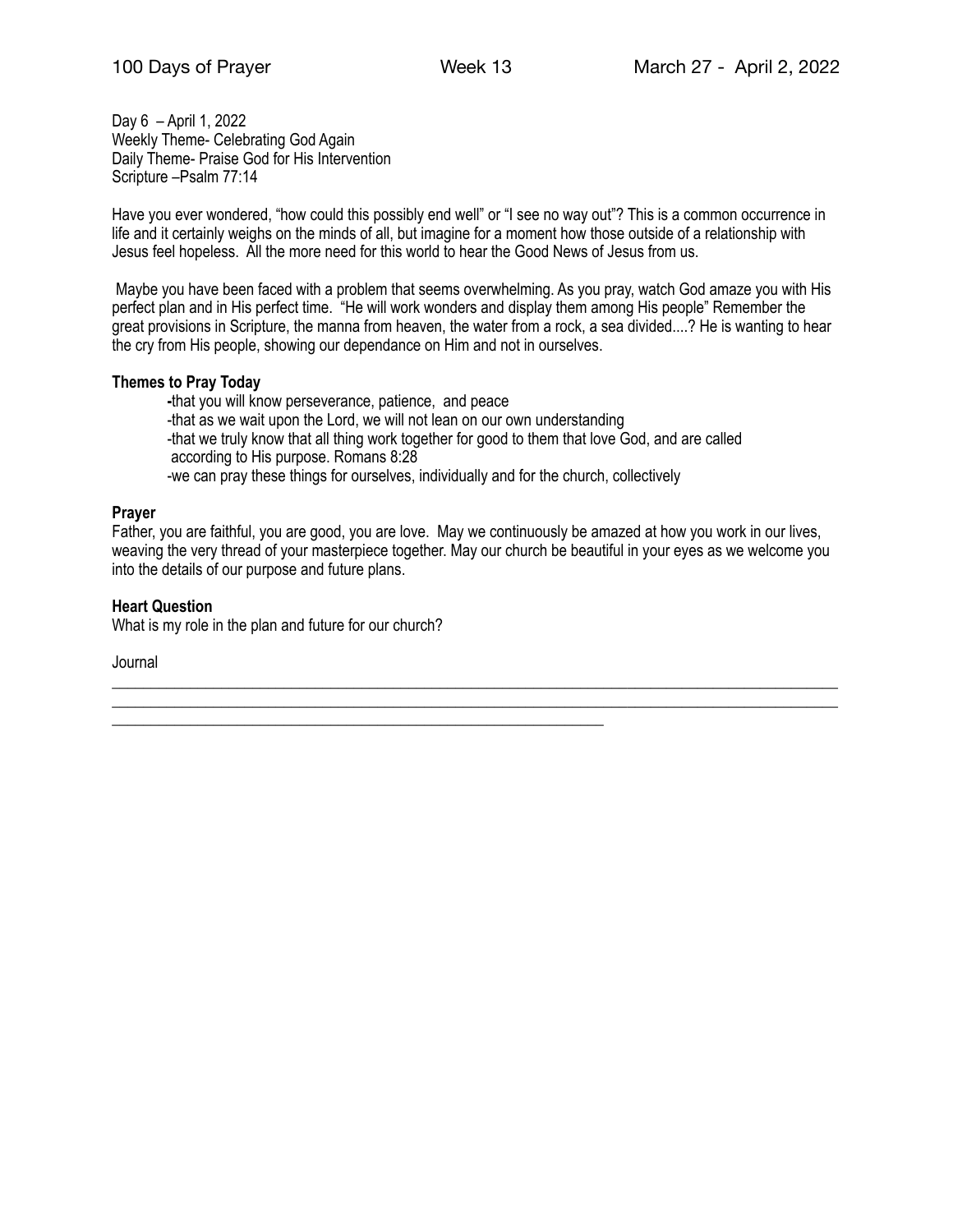Day 6 – April 1, 2022
Weekly Theme- Celebrating God Again
Daily Theme- Praise God for His Intervention
Scripture –Psalm 77:14

Have you ever wondered, "how could this possibly end well" or "I see no way out"? This is a common occurrence in life and it certainly weighs on the minds of all, but imagine for a moment how those outside of a relationship with Jesus feel hopeless. All the more need for this world to hear the Good News of Jesus from us.

Maybe you have been faced with a problem that seems overwhelming. As you pray, watch God amaze you with His perfect plan and in His perfect time. "He will work wonders and display them among His people" Remember the great provisions in Scripture, the manna from heaven, the water from a rock, a sea divided....? He is wanting to hear the cry from His people, showing our dependance on Him and not in ourselves.

**Themes to Pray Today**

- that you will know perseverance, patience, and peace
- that as we wait upon the Lord, we will not lean on our own understanding
- that we truly know that all thing work together for good to them that love God, and are called according to His purpose. Romans 8:28
- we can pray these things for ourselves, individually and for the church, collectively

**Prayer**

Father, you are faithful, you are good, you are love. May we continuously be amazed at how you work in our lives, weaving the very thread of your masterpiece together. May our church be beautiful in your eyes as we welcome you into the details of our purpose and future plans.

**Heart Question**

What is my role in the plan and future for our church?

Journal

______________________________________________________________________________________________

______________________________________________________________________________________________

______________________________________________________________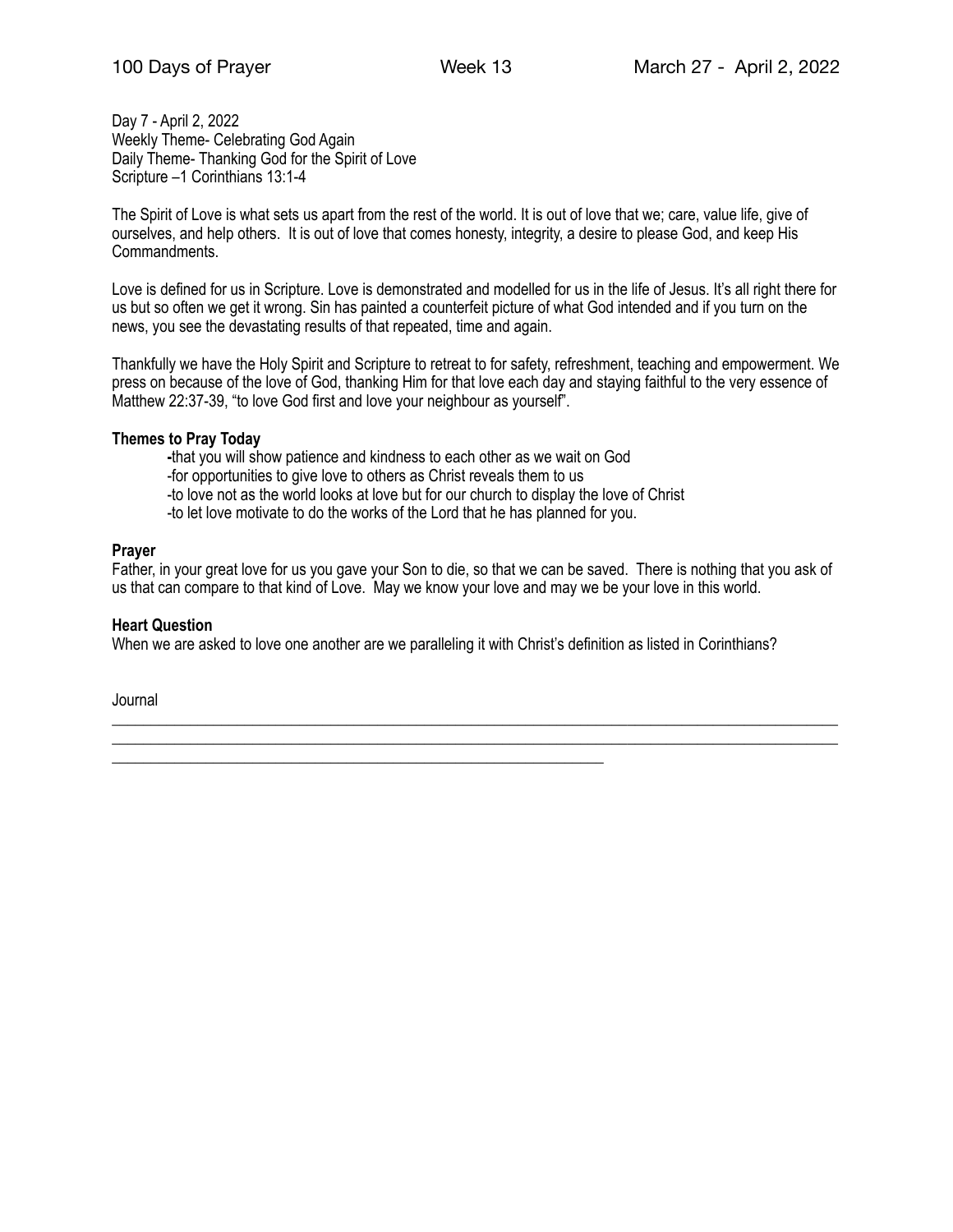Day 7 - April 2, 2022
Weekly Theme- Celebrating God Again
Daily Theme- Thanking God for the Spirit of Love
Scripture –1 Corinthians 13:1-4

The Spirit of Love is what sets us apart from the rest of the world. It is out of love that we; care, value life, give of ourselves, and help others. It is out of love that comes honesty, integrity, a desire to please God, and keep His Commandments.

Love is defined for us in Scripture. Love is demonstrated and modelled for us in the life of Jesus. It's all right there for us but so often we get it wrong. Sin has painted a counterfeit picture of what God intended and if you turn on the news, you see the devastating results of that repeated, time and again.

Thankfully we have the Holy Spirit and Scripture to retreat to for safety, refreshment, teaching and empowerment. We press on because of the love of God, thanking Him for that love each day and staying faithful to the very essence of Matthew 22:37-39, "to love God first and love your neighbour as yourself".

**Themes to Pray Today**

- that you will show patience and kindness to each other as we wait on God
- for opportunities to give love to others as Christ reveals them to us
- to love not as the world looks at love but for our church to display the love of Christ
- to let love motivate to do the works of the Lord that he has planned for you.

**Prayer**

Father, in your great love for us you gave your Son to die, so that we can be saved. There is nothing that you ask of us that can compare to that kind of Love. May we know your love and may we be your love in this world.

**Heart Question**

When we are asked to love one another are we paralleling it with Christ's definition as listed in Corinthians?

Journal

_______________________________________________________________________________________
_______________________________________________________________________________________
___________________________________________________________